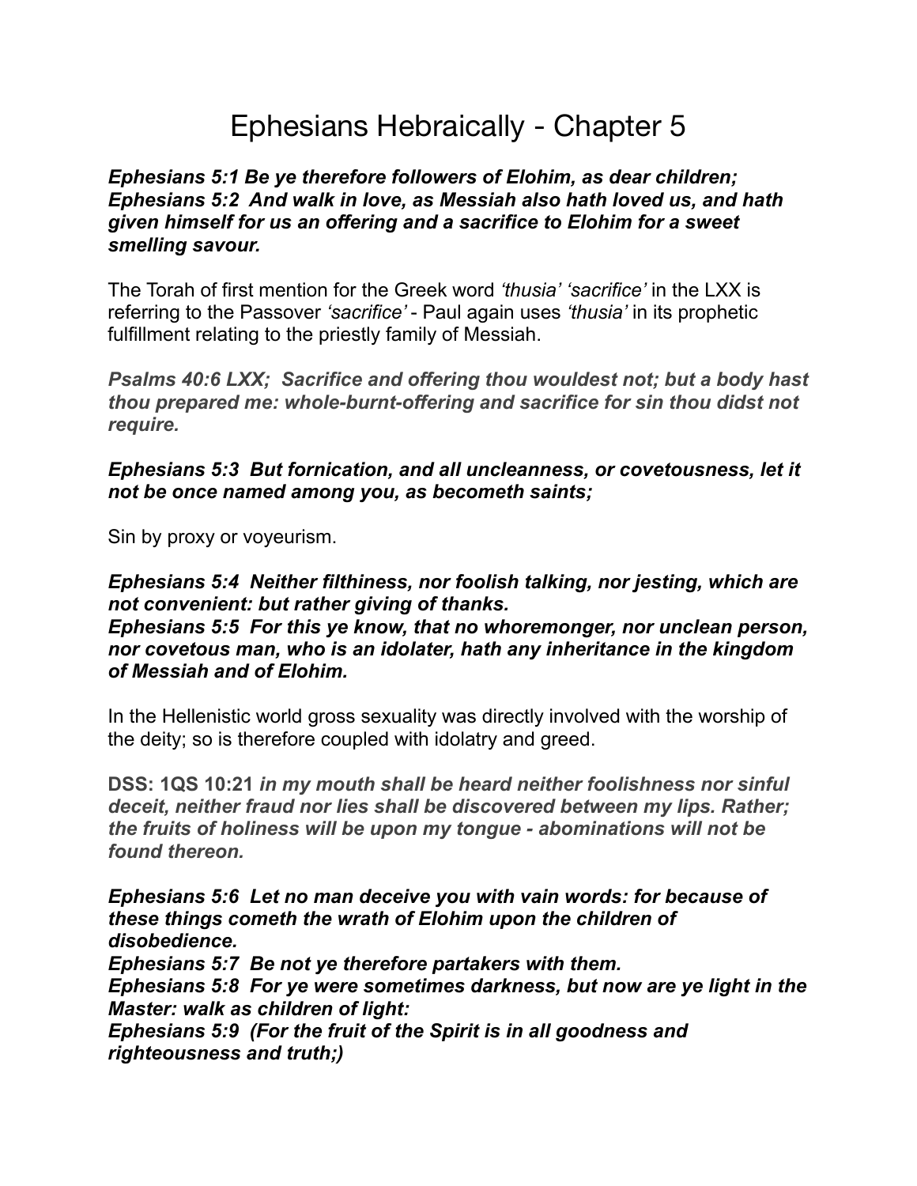# Ephesians Hebraically - Chapter 5

***Ephesians 5:1 Be ye therefore followers of Elohim, as dear children;***
***Ephesians 5:2 And walk in love, as Messiah also hath loved us, and hath given himself for us an offering and a sacrifice to Elohim for a sweet smelling savour.***

The Torah of first mention for the Greek word *'thusia' 'sacrifice'* in the LXX is referring to the Passover *'sacrifice'* - Paul again uses *'thusia'* in its prophetic fulfillment relating to the priestly family of Messiah.

***Psalms 40:6 LXX; Sacrifice and offering thou wouldest not; but a body hast thou prepared me: whole-burnt-offering and sacrifice for sin thou didst not require.***

***Ephesians 5:3 But fornication, and all uncleanness, or covetousness, let it not be once named among you, as becometh saints;***

Sin by proxy or voyeurism.

***Ephesians 5:4 Neither filthiness, nor foolish talking, nor jesting, which are not convenient: but rather giving of thanks.***
***Ephesians 5:5 For this ye know, that no whoremonger, nor unclean person, nor covetous man, who is an idolater, hath any inheritance in the kingdom of Messiah and of Elohim.***

In the Hellenistic world gross sexuality was directly involved with the worship of the deity; so is therefore coupled with idolatry and greed.

**DSS: 1QS 10:21** ***in my mouth shall be heard neither foolishness nor sinful deceit, neither fraud nor lies shall be discovered between my lips. Rather; the fruits of holiness will be upon my tongue - abominations will not be found thereon.***

***Ephesians 5:6 Let no man deceive you with vain words: for because of these things cometh the wrath of Elohim upon the children of disobedience.***
***Ephesians 5:7 Be not ye therefore partakers with them.***
***Ephesians 5:8 For ye were sometimes darkness, but now are ye light in the Master: walk as children of light:***
***Ephesians 5:9 (For the fruit of the Spirit is in all goodness and righteousness and truth;)***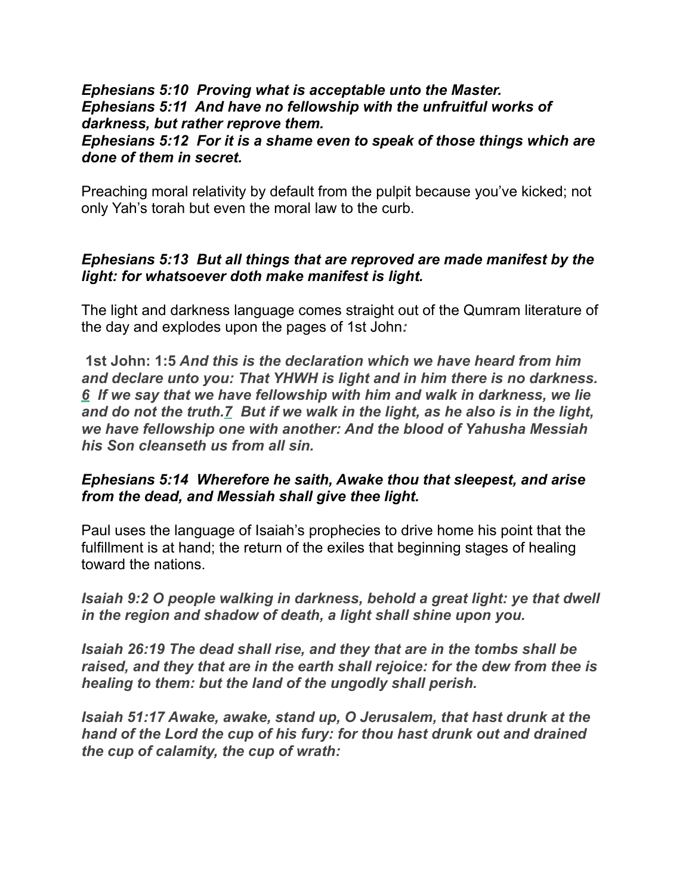***Ephesians 5:10  Proving what is acceptable unto the Master.***
***Ephesians 5:11  And have no fellowship with the unfruitful works of darkness, but rather reprove them.***
***Ephesians 5:12  For it is a shame even to speak of those things which are done of them in secret.***

Preaching moral relativity by default from the pulpit because you've kicked; not only Yah's torah but even the moral law to the curb.

***Ephesians 5:13  But all things that are reproved are made manifest by the light: for whatsoever doth make manifest is light.***

The light and darkness language comes straight out of the Qumram literature of the day and explodes upon the pages of 1st John*:*

**1st John: 1:5** ***And this is the declaration which we have heard from him and declare unto you: That YHWH is light and in him there is no darkness. 6  If we say that we have fellowship with him and walk in darkness, we lie and do not the truth.7  But if we walk in the light, as he also is in the light, we have fellowship one with another: And the blood of Yahusha Messiah his Son cleanseth us from all sin.***

***Ephesians 5:14  Wherefore he saith, Awake thou that sleepest, and arise from the dead, and Messiah shall give thee light.***

Paul uses the language of Isaiah's prophecies to drive home his point that the fulfillment is at hand; the return of the exiles that beginning stages of healing toward the nations.

***Isaiah 9:2 O people walking in darkness, behold a great light: ye that dwell in the region and shadow of death, a light shall shine upon you.***

***Isaiah 26:19 The dead shall rise, and they that are in the tombs shall be raised, and they that are in the earth shall rejoice: for the dew from thee is healing to them: but the land of the ungodly shall perish.***

***Isaiah 51:17 Awake, awake, stand up, O Jerusalem, that hast drunk at the hand of the Lord the cup of his fury: for thou hast drunk out and drained the cup of calamity, the cup of wrath:***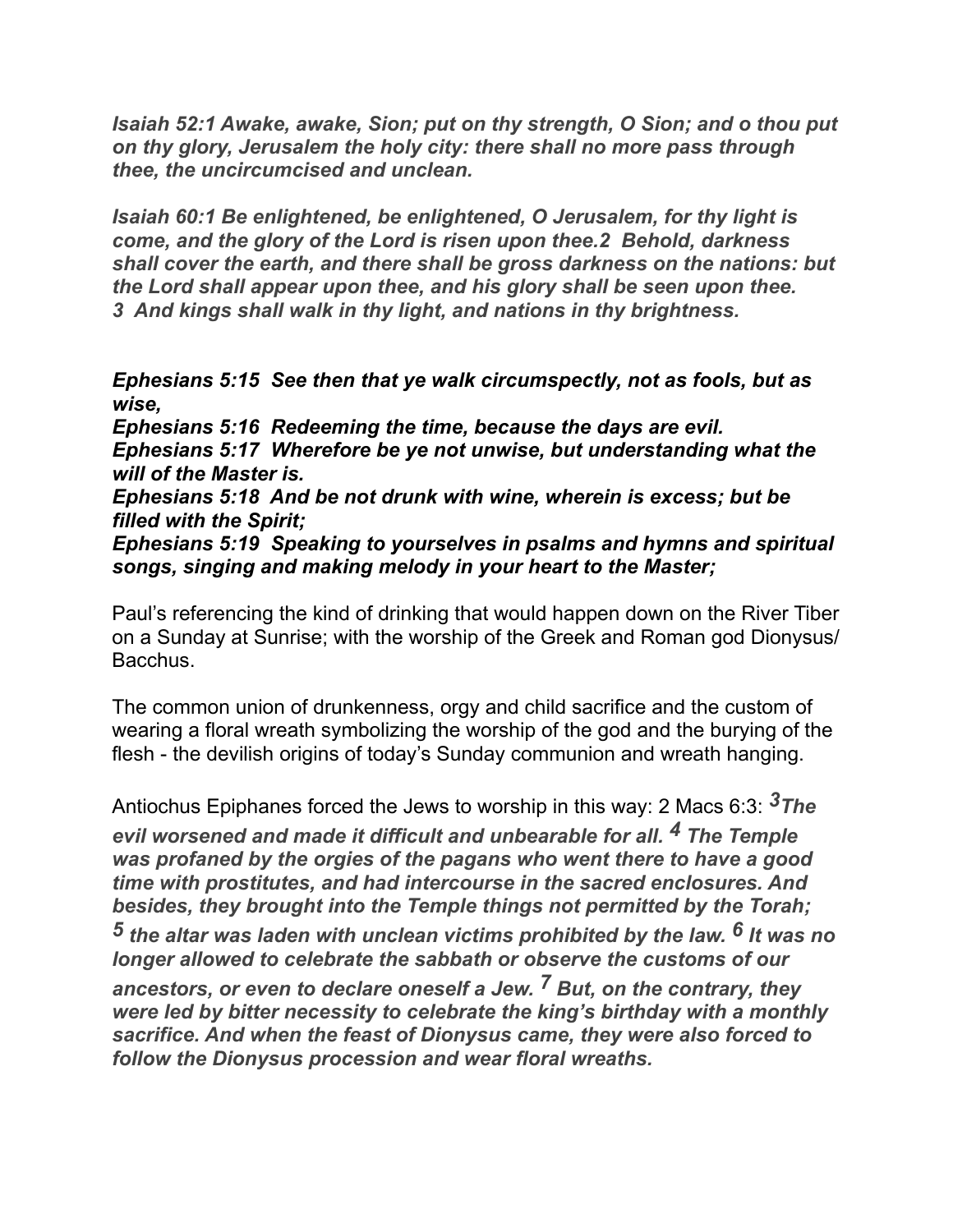***Isaiah 52:1 Awake, awake, Sion; put on thy strength, O Sion; and o thou put on thy glory, Jerusalem the holy city: there shall no more pass through thee, the uncircumcised and unclean.***

***Isaiah 60:1 Be enlightened, be enlightened, O Jerusalem, for thy light is come, and the glory of the Lord is risen upon thee.2 Behold, darkness shall cover the earth, and there shall be gross darkness on the nations: but the Lord shall appear upon thee, and his glory shall be seen upon thee. 3 And kings shall walk in thy light, and nations in thy brightness.***

***Ephesians 5:15 See then that ye walk circumspectly, not as fools, but as wise,***
***Ephesians 5:16 Redeeming the time, because the days are evil.***
***Ephesians 5:17 Wherefore be ye not unwise, but understanding what the will of the Master is.***
***Ephesians 5:18 And be not drunk with wine, wherein is excess; but be filled with the Spirit;***
***Ephesians 5:19 Speaking to yourselves in psalms and hymns and spiritual songs, singing and making melody in your heart to the Master;***

Paul's referencing the kind of drinking that would happen down on the River Tiber on a Sunday at Sunrise; with the worship of the Greek and Roman god Dionysus/ Bacchus.

The common union of drunkenness, orgy and child sacrifice and the custom of wearing a floral wreath symbolizing the worship of the god and the burying of the flesh - the devilish origins of today's Sunday communion and wreath hanging.

Antiochus Epiphanes forced the Jews to worship in this way: 2 Macs 6:3: ***3 The evil worsened and made it difficult and unbearable for all. 4 The Temple was profaned by the orgies of the pagans who went there to have a good time with prostitutes, and had intercourse in the sacred enclosures. And besides, they brought into the Temple things not permitted by the Torah; 5 the altar was laden with unclean victims prohibited by the law. 6 It was no longer allowed to celebrate the sabbath or observe the customs of our ancestors, or even to declare oneself a Jew. 7 But, on the contrary, they were led by bitter necessity to celebrate the king's birthday with a monthly sacrifice. And when the feast of Dionysus came, they were also forced to follow the Dionysus procession and wear floral wreaths.***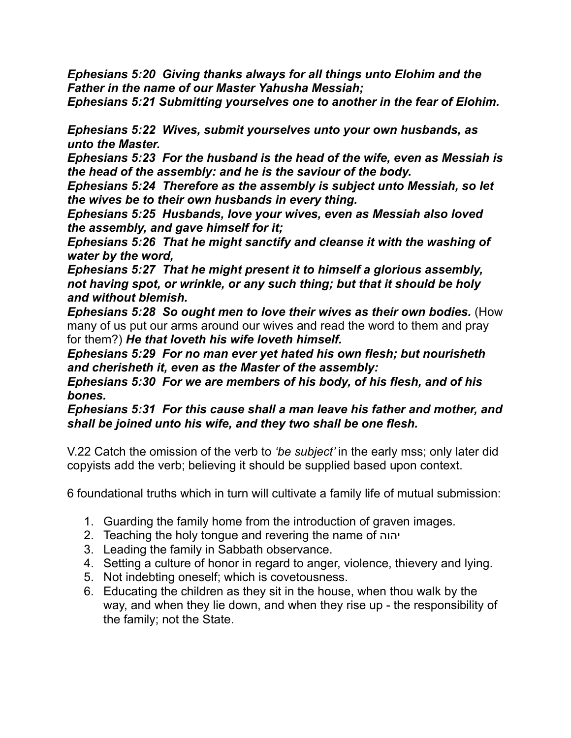***Ephesians 5:20 Giving thanks always for all things unto Elohim and the Father in the name of our Master Yahusha Messiah;***
***Ephesians 5:21 Submitting yourselves one to another in the fear of Elohim.***

***Ephesians 5:22 Wives, submit yourselves unto your own husbands, as unto the Master.***
***Ephesians 5:23 For the husband is the head of the wife, even as Messiah is the head of the assembly: and he is the saviour of the body.***
***Ephesians 5:24 Therefore as the assembly is subject unto Messiah, so let the wives be to their own husbands in every thing.***
***Ephesians 5:25 Husbands, love your wives, even as Messiah also loved the assembly, and gave himself for it;***
***Ephesians 5:26 That he might sanctify and cleanse it with the washing of water by the word,***
***Ephesians 5:27 That he might present it to himself a glorious assembly, not having spot, or wrinkle, or any such thing; but that it should be holy and without blemish.***
***Ephesians 5:28 So ought men to love their wives as their own bodies.*** (How many of us put our arms around our wives and read the word to them and pray for them?) ***He that loveth his wife loveth himself.***
***Ephesians 5:29 For no man ever yet hated his own flesh; but nourisheth and cherisheth it, even as the Master of the assembly:***
***Ephesians 5:30 For we are members of his body, of his flesh, and of his bones.***
***Ephesians 5:31 For this cause shall a man leave his father and mother, and shall be joined unto his wife, and they two shall be one flesh.***

V.22 Catch the omission of the verb to *'be subject'* in the early mss; only later did copyists add the verb; believing it should be supplied based upon context.

6 foundational truths which in turn will cultivate a family life of mutual submission:

1. Guarding the family home from the introduction of graven images.
2. Teaching the holy tongue and revering the name of יהוה
3. Leading the family in Sabbath observance.
4. Setting a culture of honor in regard to anger, violence, thievery and lying.
5. Not indebting oneself; which is covetousness.
6. Educating the children as they sit in the house, when thou walk by the way, and when they lie down, and when they rise up - the responsibility of the family; not the State.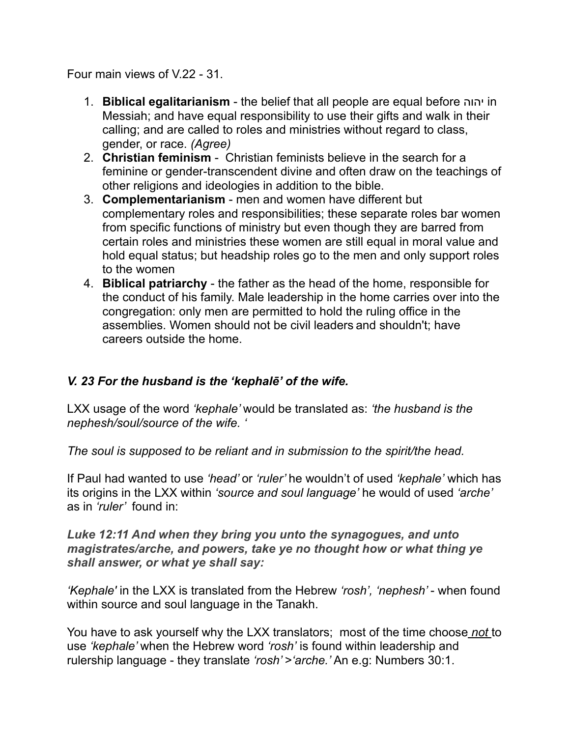Four main views of V.22 - 31.

1. **Biblical egalitarianism** - the belief that all people are equal before יהוה in Messiah; and have equal responsibility to use their gifts and walk in their calling; and are called to roles and ministries without regard to class, gender, or race. *(Agree)*
2. **Christian feminism** - Christian feminists believe in the search for a feminine or gender-transcendent divine and often draw on the teachings of other religions and ideologies in addition to the bible.
3. **Complementarianism** - men and women have different but complementary roles and responsibilities; these separate roles bar women from specific functions of ministry but even though they are barred from certain roles and ministries these women are still equal in moral value and hold equal status; but headship roles go to the men and only support roles to the women
4. **Biblical patriarchy** - the father as the head of the home, responsible for the conduct of his family. Male leadership in the home carries over into the congregation: only men are permitted to hold the ruling office in the assemblies. Women should not be civil leaders and shouldn't; have careers outside the home.

### *V. 23 For the husband is the 'kephalē' of the wife.*

LXX usage of the word *'kephale'* would be translated as: *'the husband is the nephesh/soul/source of the wife. '*

*The soul is supposed to be reliant and in submission to the spirit/the head.*

If Paul had wanted to use *'head'* or *'ruler'* he wouldn't of used *'kephale'* which has its origins in the LXX within *'source and soul language'* he would of used *'arche'* as in *'ruler'* found in:

***Luke 12:11 And when they bring you unto the synagogues, and unto magistrates/arche, and powers, take ye no thought how or what thing ye shall answer, or what ye shall say:***

*'Kephale'* in the LXX is translated from the Hebrew *'rosh', 'nephesh'* - when found within source and soul language in the Tanakh.

You have to ask yourself why the LXX translators; most of the time choose *not* to use *'kephale'* when the Hebrew word *'rosh'* is found within leadership and rulership language - they translate *'rosh'* >*'arche.'* An e.g: Numbers 30:1.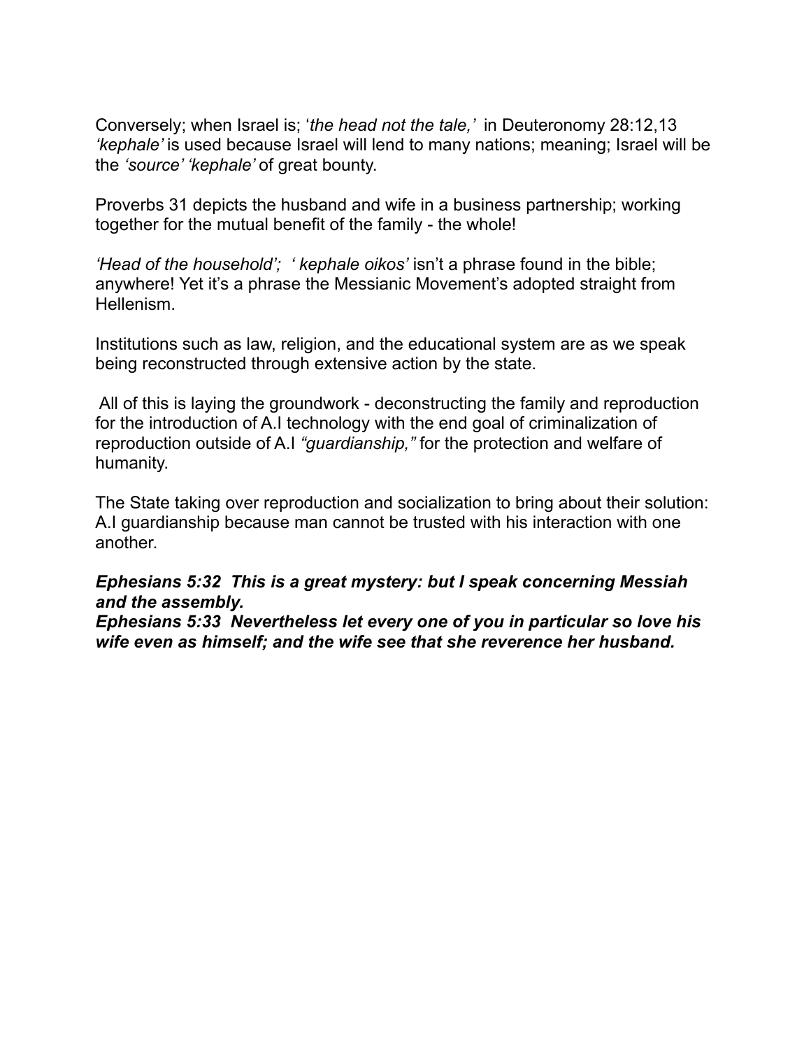Conversely; when Israel is; '*the head not the tale,'* in Deuteronomy 28:12,13 *'kephale'* is used because Israel will lend to many nations; meaning; Israel will be the *'source' 'kephale'* of great bounty.

Proverbs 31 depicts the husband and wife in a business partnership; working together for the mutual benefit of the family - the whole!

*'Head of the household'; ' kephale oikos'* isn't a phrase found in the bible; anywhere! Yet it's a phrase the Messianic Movement's adopted straight from Hellenism.

Institutions such as law, religion, and the educational system are as we speak being reconstructed through extensive action by the state.

All of this is laying the groundwork - deconstructing the family and reproduction for the introduction of A.I technology with the end goal of criminalization of reproduction outside of A.I *"guardianship,"* for the protection and welfare of humanity.

The State taking over reproduction and socialization to bring about their solution: A.I guardianship because man cannot be trusted with his interaction with one another.

***Ephesians 5:32 This is a great mystery: but I speak concerning Messiah and the assembly.***
***Ephesians 5:33 Nevertheless let every one of you in particular so love his wife even as himself; and the wife see that she reverence her husband.***